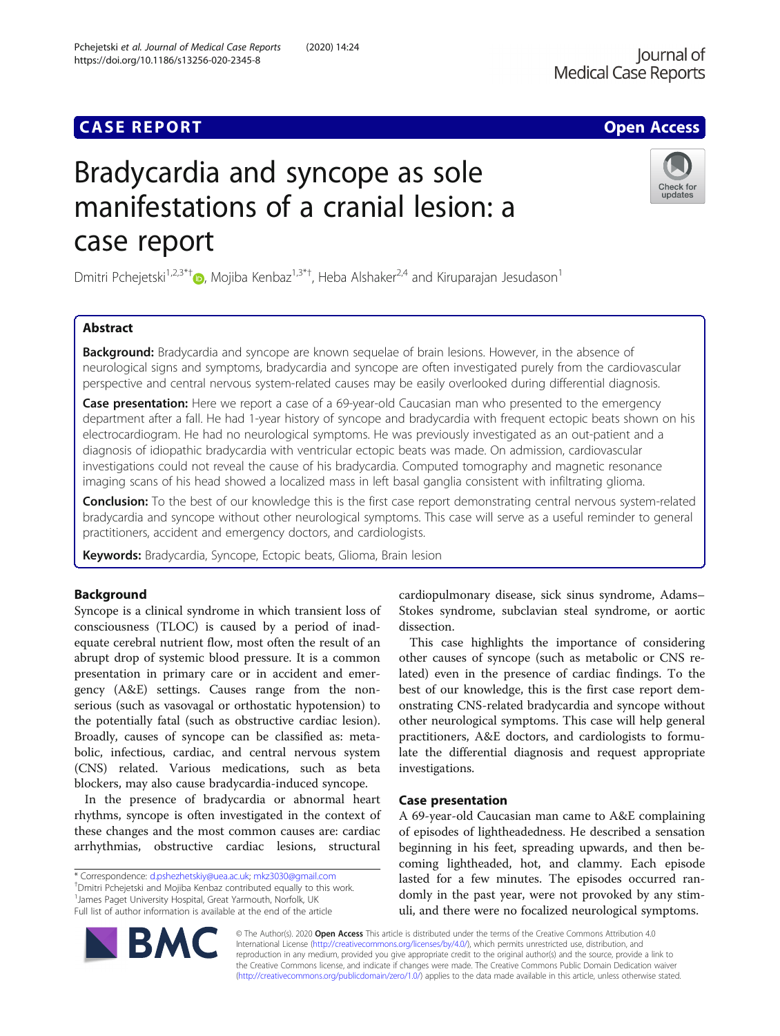# Bradycardia and syncope as sole manifestations of a cranial lesion: a case report

Dmitri Pchejetski[1,2,3*†], Mojiba Kenbaz[1,3*†], Heba Alshaker[2,4] and Kiruparajan Jesudason[1]

## Abstract

**Background:** Bradycardia and syncope are known sequelae of brain lesions. However, in the absence of neurological signs and symptoms, bradycardia and syncope are often investigated purely from the cardiovascular perspective and central nervous system-related causes may be easily overlooked during differential diagnosis.

**Case presentation:** Here we report a case of a 69-year-old Caucasian man who presented to the emergency department after a fall. He had 1-year history of syncope and bradycardia with frequent ectopic beats shown on his electrocardiogram. He had no neurological symptoms. He was previously investigated as an out-patient and a diagnosis of idiopathic bradycardia with ventricular ectopic beats was made. On admission, cardiovascular investigations could not reveal the cause of his bradycardia. Computed tomography and magnetic resonance imaging scans of his head showed a localized mass in left basal ganglia consistent with infiltrating glioma.

**Conclusion:** To the best of our knowledge this is the first case report demonstrating central nervous system-related bradycardia and syncope without other neurological symptoms. This case will serve as a useful reminder to general practitioners, accident and emergency doctors, and cardiologists.

**Keywords:** Bradycardia, Syncope, Ectopic beats, Glioma, Brain lesion

## Background

Syncope is a clinical syndrome in which transient loss of consciousness (TLOC) is caused by a period of inadequate cerebral nutrient flow, most often the result of an abrupt drop of systemic blood pressure. It is a common presentation in primary care or in accident and emergency (A&E) settings. Causes range from the nonserious (such as vasovagal or orthostatic hypotension) to the potentially fatal (such as obstructive cardiac lesion). Broadly, causes of syncope can be classified as: metabolic, infectious, cardiac, and central nervous system (CNS) related. Various medications, such as beta blockers, may also cause bradycardia-induced syncope.

In the presence of bradycardia or abnormal heart rhythms, syncope is often investigated in the context of these changes and the most common causes are: cardiac arrhythmias, obstructive cardiac lesions, structural cardiopulmonary disease, sick sinus syndrome, Adams–Stokes syndrome, subclavian steal syndrome, or aortic dissection.

This case highlights the importance of considering other causes of syncope (such as metabolic or CNS related) even in the presence of cardiac findings. To the best of our knowledge, this is the first case report demonstrating CNS-related bradycardia and syncope without other neurological symptoms. This case will help general practitioners, A&E doctors, and cardiologists to formulate the differential diagnosis and request appropriate investigations.

## Case presentation

A 69-year-old Caucasian man came to A&E complaining of episodes of lightheadedness. He described a sensation beginning in his feet, spreading upwards, and then becoming lightheaded, hot, and clammy. Each episode lasted for a few minutes. The episodes occurred randomly in the past year, were not provoked by any stimuli, and there were no focalized neurological symptoms.

\* Correspondence: d.pshezhetskiy@uea.ac.uk; mkz3030@gmail.com
†Dmitri Pchejetski and Mojiba Kenbaz contributed equally to this work.
[1]James Paget University Hospital, Great Yarmouth, Norfolk, UK
Full list of author information is available at the end of the article

© The Author(s). 2020 **Open Access** This article is distributed under the terms of the Creative Commons Attribution 4.0 International License (http://creativecommons.org/licenses/by/4.0/), which permits unrestricted use, distribution, and reproduction in any medium, provided you give appropriate credit to the original author(s) and the source, provide a link to the Creative Commons license, and indicate if changes were made. The Creative Commons Public Domain Dedication waiver (http://creativecommons.org/publicdomain/zero/1.0/) applies to the data made available in this article, unless otherwise stated.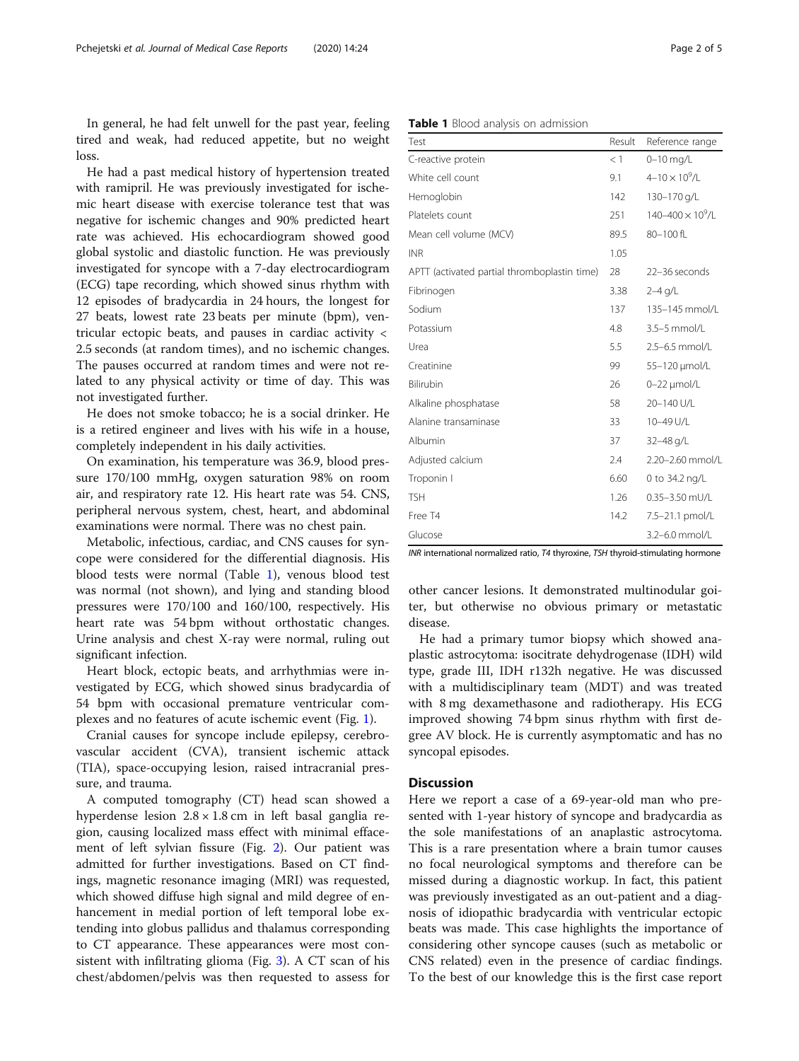In general, he had felt unwell for the past year, feeling tired and weak, had reduced appetite, but no weight loss.

He had a past medical history of hypertension treated with ramipril. He was previously investigated for ischemic heart disease with exercise tolerance test that was negative for ischemic changes and 90% predicted heart rate was achieved. His echocardiogram showed good global systolic and diastolic function. He was previously investigated for syncope with a 7-day electrocardiogram (ECG) tape recording, which showed sinus rhythm with 12 episodes of bradycardia in 24 hours, the longest for 27 beats, lowest rate 23 beats per minute (bpm), ventricular ectopic beats, and pauses in cardiac activity < 2.5 seconds (at random times), and no ischemic changes. The pauses occurred at random times and were not related to any physical activity or time of day. This was not investigated further.

He does not smoke tobacco; he is a social drinker. He is a retired engineer and lives with his wife in a house, completely independent in his daily activities.

On examination, his temperature was 36.9, blood pressure 170/100 mmHg, oxygen saturation 98% on room air, and respiratory rate 12. His heart rate was 54. CNS, peripheral nervous system, chest, heart, and abdominal examinations were normal. There was no chest pain.

Metabolic, infectious, cardiac, and CNS causes for syncope were considered for the differential diagnosis. His blood tests were normal (Table 1), venous blood test was normal (not shown), and lying and standing blood pressures were 170/100 and 160/100, respectively. His heart rate was 54 bpm without orthostatic changes. Urine analysis and chest X-ray were normal, ruling out significant infection.

Heart block, ectopic beats, and arrhythmias were investigated by ECG, which showed sinus bradycardia of 54 bpm with occasional premature ventricular complexes and no features of acute ischemic event (Fig. 1).

Cranial causes for syncope include epilepsy, cerebrovascular accident (CVA), transient ischemic attack (TIA), space-occupying lesion, raised intracranial pressure, and trauma.

A computed tomography (CT) head scan showed a hyperdense lesion 2.8 × 1.8 cm in left basal ganglia region, causing localized mass effect with minimal effacement of left sylvian fissure (Fig. 2). Our patient was admitted for further investigations. Based on CT findings, magnetic resonance imaging (MRI) was requested, which showed diffuse high signal and mild degree of enhancement in medial portion of left temporal lobe extending into globus pallidus and thalamus corresponding to CT appearance. These appearances were most consistent with infiltrating glioma (Fig. 3). A CT scan of his chest/abdomen/pelvis was then requested to assess for other cancer lesions. It demonstrated multinodular goiter, but otherwise no obvious primary or metastatic disease.

**Table 1** Blood analysis on admission

| Test | Result | Reference range |
|---|---|---|
| C-reactive protein | < 1 | 0–10 mg/L |
| White cell count | 9.1 | $4–10 \times 10^9$/L |
| Hemoglobin | 142 | 130–170 g/L |
| Platelets count | 251 | $140–400 \times 10^9$/L |
| Mean cell volume (MCV) | 89.5 | 80–100 fL |
| INR | 1.05 | |
| APTT (activated partial thromboplastin time) | 28 | 22–36 seconds |
| Fibrinogen | 3.38 | 2–4 g/L |
| Sodium | 137 | 135–145 mmol/L |
| Potassium | 4.8 | 3.5–5 mmol/L |
| Urea | 5.5 | 2.5–6.5 mmol/L |
| Creatinine | 99 | 55–120 μmol/L |
| Bilirubin | 26 | 0–22 μmol/L |
| Alkaline phosphatase | 58 | 20–140 U/L |
| Alanine transaminase | 33 | 10–49 U/L |
| Albumin | 37 | 32–48 g/L |
| Adjusted calcium | 2.4 | 2.20–2.60 mmol/L |
| Troponin I | 6.60 | 0 to 34.2 ng/L |
| TSH | 1.26 | 0.35–3.50 mU/L |
| Free T4 | 14.2 | 7.5–21.1 pmol/L |
| Glucose | | 3.2–6.0 mmol/L |

*INR* international normalized ratio, *T4* thyroxine, *TSH* thyroid-stimulating hormone

He had a primary tumor biopsy which showed anaplastic astrocytoma: isocitrate dehydrogenase (IDH) wild type, grade III, IDH r132h negative. He was discussed with a multidisciplinary team (MDT) and was treated with 8 mg dexamethasone and radiotherapy. His ECG improved showing 74 bpm sinus rhythm with first degree AV block. He is currently asymptomatic and has no syncopal episodes.

## Discussion

Here we report a case of a 69-year-old man who presented with 1-year history of syncope and bradycardia as the sole manifestations of an anaplastic astrocytoma. This is a rare presentation where a brain tumor causes no focal neurological symptoms and therefore can be missed during a diagnostic workup. In fact, this patient was previously investigated as an out-patient and a diagnosis of idiopathic bradycardia with ventricular ectopic beats was made. This case highlights the importance of considering other syncope causes (such as metabolic or CNS related) even in the presence of cardiac findings. To the best of our knowledge this is the first case report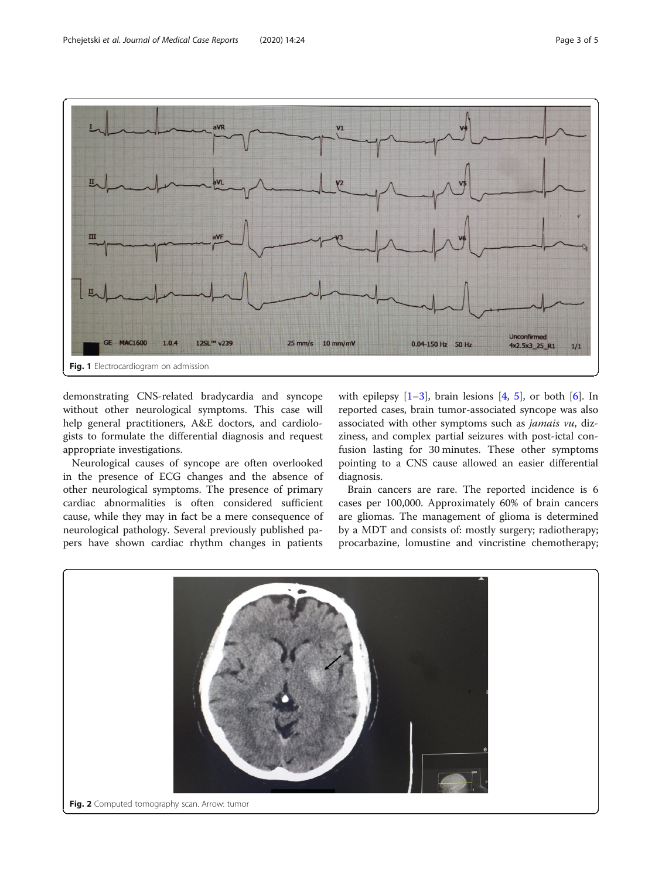Fig. 1 Electrocardiogram on admission

demonstrating CNS-related bradycardia and syncope without other neurological symptoms. This case will help general practitioners, A&E doctors, and cardiologists to formulate the differential diagnosis and request appropriate investigations.

Neurological causes of syncope are often overlooked in the presence of ECG changes and the absence of other neurological symptoms. The presence of primary cardiac abnormalities is often considered sufficient cause, while they may in fact be a mere consequence of neurological pathology. Several previously published papers have shown cardiac rhythm changes in patients with epilepsy [1–3], brain lesions [4, 5], or both [6]. In reported cases, brain tumor-associated syncope was also associated with other symptoms such as *jamais vu*, dizziness, and complex partial seizures with post-ictal confusion lasting for 30 minutes. These other symptoms pointing to a CNS cause allowed an easier differential diagnosis.

Brain cancers are rare. The reported incidence is 6 cases per 100,000. Approximately 60% of brain cancers are gliomas. The management of glioma is determined by a MDT and consists of: mostly surgery; radiotherapy; procarbazine, lomustine and vincristine chemotherapy;

Fig. 2 Computed tomography scan. Arrow: tumor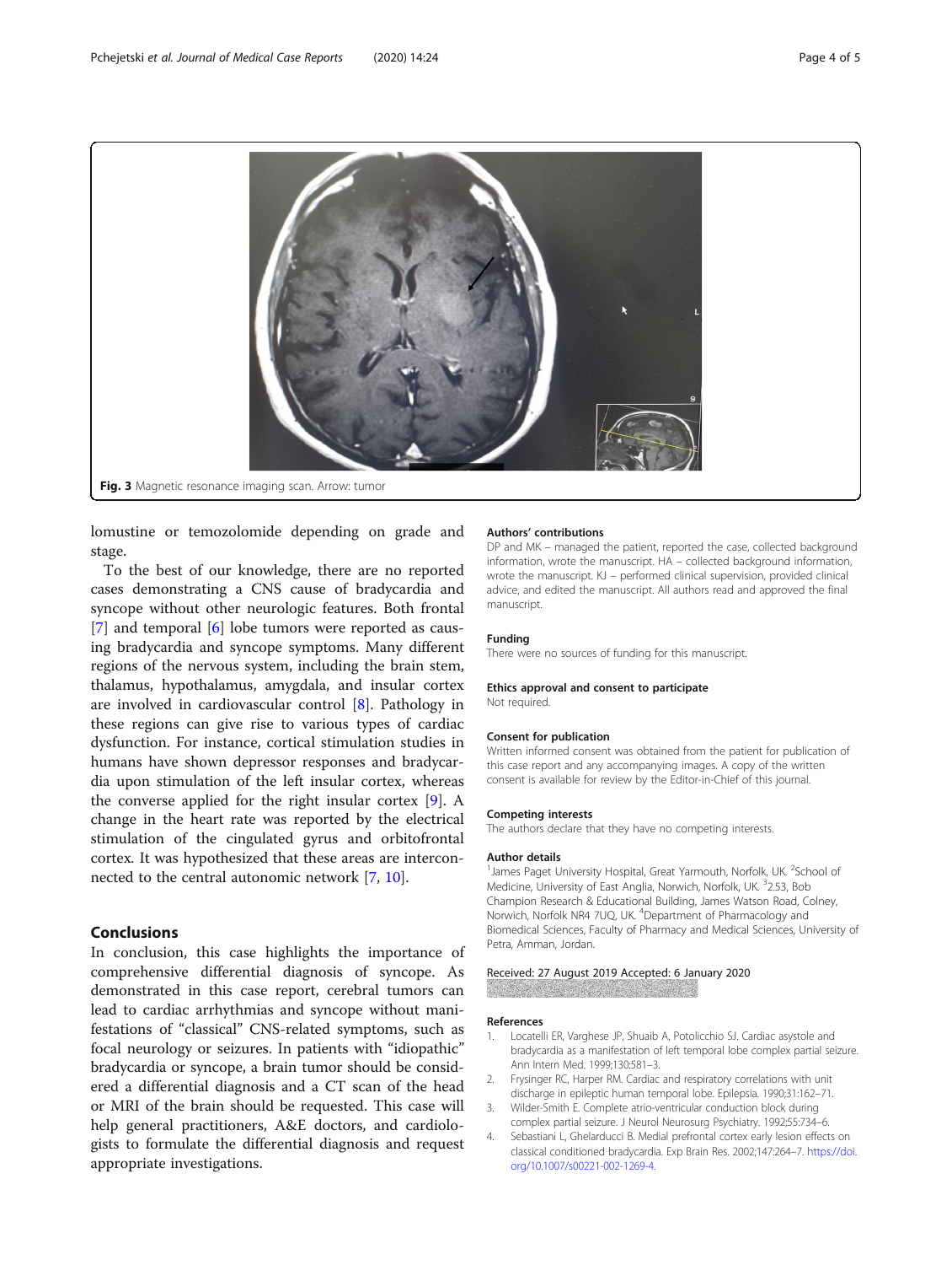Fig. 3 Magnetic resonance imaging scan. Arrow: tumor

lomustine or temozolomide depending on grade and stage.

To the best of our knowledge, there are no reported cases demonstrating a CNS cause of bradycardia and syncope without other neurologic features. Both frontal [7] and temporal [6] lobe tumors were reported as causing bradycardia and syncope symptoms. Many different regions of the nervous system, including the brain stem, thalamus, hypothalamus, amygdala, and insular cortex are involved in cardiovascular control [8]. Pathology in these regions can give rise to various types of cardiac dysfunction. For instance, cortical stimulation studies in humans have shown depressor responses and bradycardia upon stimulation of the left insular cortex, whereas the converse applied for the right insular cortex [9]. A change in the heart rate was reported by the electrical stimulation of the cingulated gyrus and orbitofrontal cortex. It was hypothesized that these areas are interconnected to the central autonomic network [7, 10].

## Conclusions

In conclusion, this case highlights the importance of comprehensive differential diagnosis of syncope. As demonstrated in this case report, cerebral tumors can lead to cardiac arrhythmias and syncope without manifestations of "classical" CNS-related symptoms, such as focal neurology or seizures. In patients with "idiopathic" bradycardia or syncope, a brain tumor should be considered a differential diagnosis and a CT scan of the head or MRI of the brain should be requested. This case will help general practitioners, A&E doctors, and cardiologists to formulate the differential diagnosis and request appropriate investigations.

### Authors' contributions

DP and MK – managed the patient, reported the case, collected background information, wrote the manuscript. HA – collected background information, wrote the manuscript. KJ – performed clinical supervision, provided clinical advice, and edited the manuscript. All authors read and approved the final manuscript.

### Funding

There were no sources of funding for this manuscript.

### Ethics approval and consent to participate

Not required.

### Consent for publication

Written informed consent was obtained from the patient for publication of this case report and any accompanying images. A copy of the written consent is available for review by the Editor-in-Chief of this journal.

### Competing interests

The authors declare that they have no competing interests.

### Author details

[1]James Paget University Hospital, Great Yarmouth, Norfolk, UK. [2]School of Medicine, University of East Anglia, Norwich, Norfolk, UK. [3]2.53, Bob Champion Research & Educational Building, James Watson Road, Colney, Norwich, Norfolk NR4 7UQ, UK. [4]Department of Pharmacology and Biomedical Sciences, Faculty of Pharmacy and Medical Sciences, University of Petra, Amman, Jordan.

Received: 27 August 2019 Accepted: 6 January 2020

### References

1. Locatelli ER, Varghese JP, Shuaib A, Potolicchio SJ. Cardiac asystole and bradycardia as a manifestation of left temporal lobe complex partial seizure. Ann Intern Med. 1999;130:581–3.
2. Frysinger RC, Harper RM. Cardiac and respiratory correlations with unit discharge in epileptic human temporal lobe. Epilepsia. 1990;31:162–71.
3. Wilder-Smith E. Complete atrio-ventricular conduction block during complex partial seizure. J Neurol Neurosurg Psychiatry. 1992;55:734–6.
4. Sebastiani L, Ghelarducci B. Medial prefrontal cortex early lesion effects on classical conditioned bradycardia. Exp Brain Res. 2002;147:264–7. https://doi.org/10.1007/s00221-002-1269-4.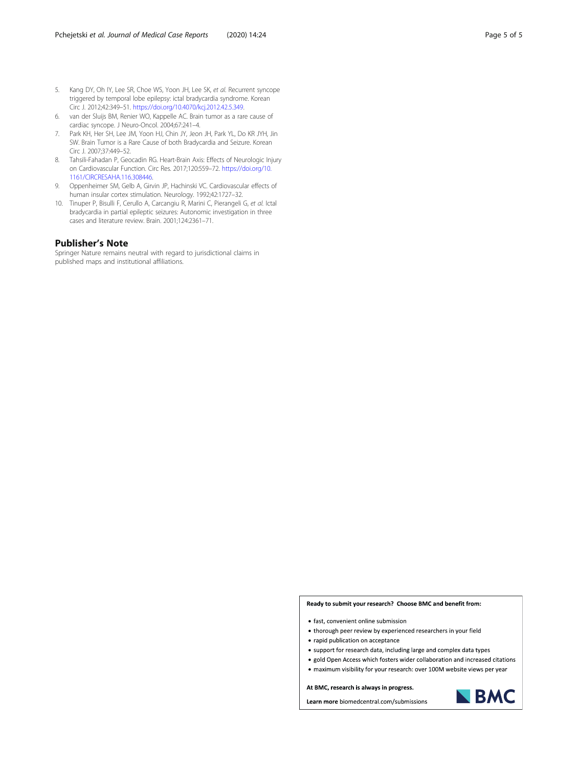5. Kang DY, Oh IY, Lee SR, Choe WS, Yoon JH, Lee SK, *et al.* Recurrent syncope triggered by temporal lobe epilepsy: ictal bradycardia syndrome. Korean Circ J. 2012;42:349–51. https://doi.org/10.4070/kcj.2012.42.5.349.
6. van der Sluijs BM, Renier WO, Kappelle AC. Brain tumor as a rare cause of cardiac syncope. J Neuro-Oncol. 2004;67:241–4.
7. Park KH, Her SH, Lee JM, Yoon HJ, Chin JY, Jeon JH, Park YL, Do KR JYH, Jin SW. Brain Tumor is a Rare Cause of both Bradycardia and Seizure. Korean Circ J. 2007;37:449–52.
8. Tahsili-Fahadan P, Geocadin RG. Heart-Brain Axis: Effects of Neurologic Injury on Cardiovascular Function. Circ Res. 2017;120:559–72. https://doi.org/10.1161/CIRCRESAHA.116.308446.
9. Oppenheimer SM, Gelb A, Girvin JP, Hachinski VC. Cardiovascular effects of human insular cortex stimulation. Neurology. 1992;42:1727–32.
10. Tinuper P, Bisulli F, Cerullo A, Carcangiu R, Marini C, Pierangeli G, *et al.* Ictal bradycardia in partial epileptic seizures: Autonomic investigation in three cases and literature review. Brain. 2001;124:2361–71.

## Publisher's Note

Springer Nature remains neutral with regard to jurisdictional claims in published maps and institutional affiliations.

**Ready to submit your research? Choose BMC and benefit from:**

- fast, convenient online submission
- thorough peer review by experienced researchers in your field
- rapid publication on acceptance
- support for research data, including large and complex data types
- gold Open Access which fosters wider collaboration and increased citations
- maximum visibility for your research: over 100M website views per year

**At BMC, research is always in progress.**

**Learn more** biomedcentral.com/submissions

BMC